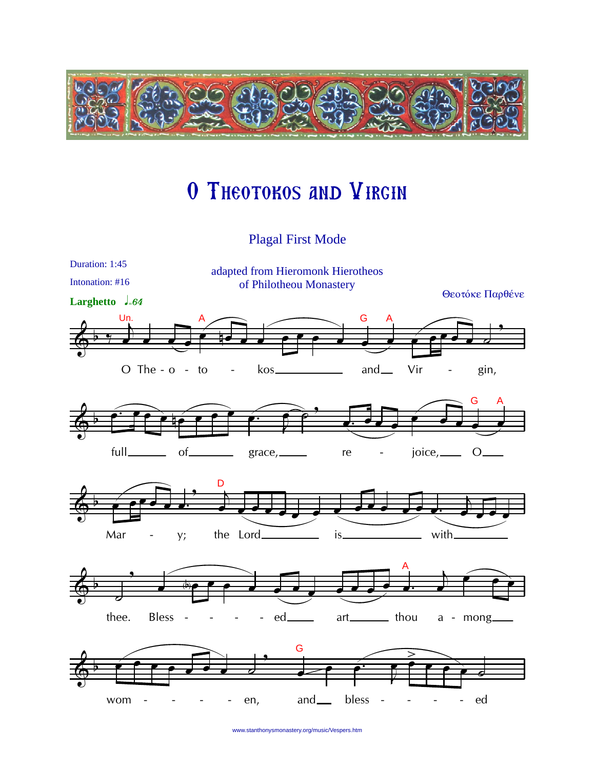# O Theotokos and Virgin

Plagal First Mode

Duration: 1:45

Intonation: #16

adapted from Hieromonk Hierotheos of Philotheou Monastery

Θεοτόκε Παρθένε

**Larghetto** ♩=64

O The - o - to - kos and Vir - gin, full of grace, re - joice, O Mar - y; the Lord is with thee. Bless - - - - ed art thou a - mong wom - - - - - en, and bless - - - - ed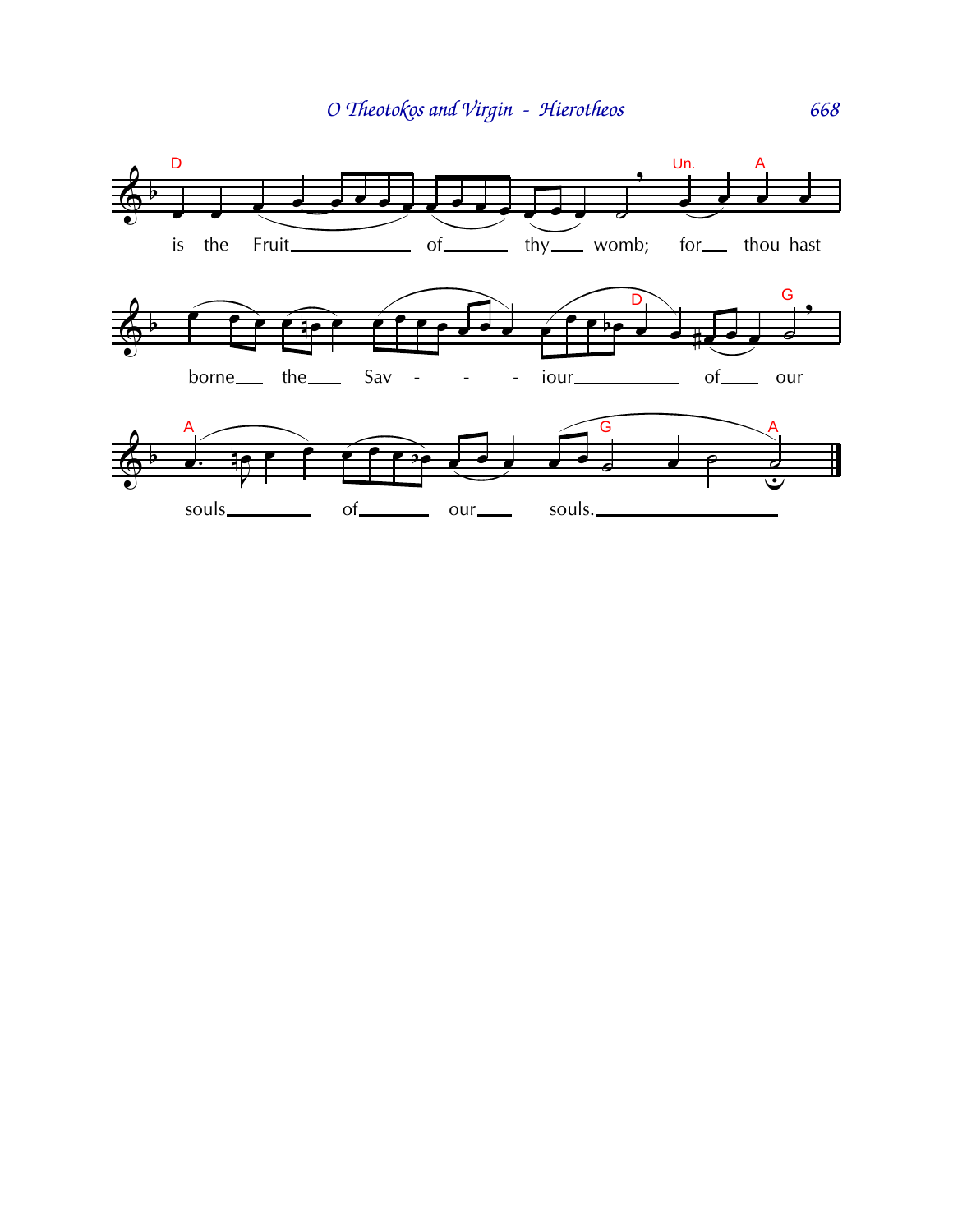is the Fruit of thy womb; for thou hast

borne the Saviour of our

souls of our souls.